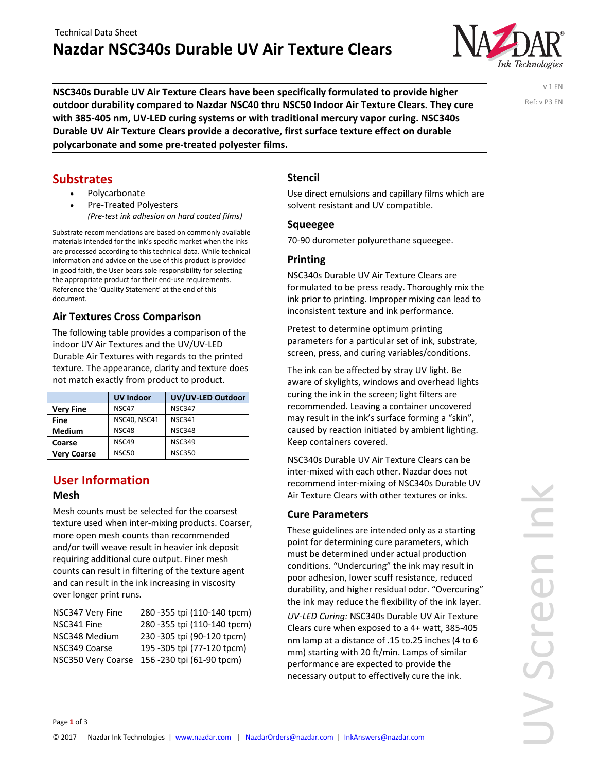Technical Data Sheet

# Nazdar NSC340s Durable UV Air Texture Clears

v 1 EN

Ref: v P3 EN

**NSC340s Durable UV Air Texture Clears have been specifically formulated to provide higher outdoor durability compared to Nazdar NSC40 thru NSC50 Indoor Air Texture Clears. They cure with 385-405 nm, UV-LED curing systems or with traditional mercury vapor curing. NSC340s Durable UV Air Texture Clears provide a decorative, first surface texture effect on durable polycarbonate and some pre-treated polyester films.**

## Substrates

- Polycarbonate
- Pre-Treated Polyesters
  *(Pre-test ink adhesion on hard coated films)*

Substrate recommendations are based on commonly available materials intended for the ink's specific market when the inks are processed according to this technical data. While technical information and advice on the use of this product is provided in good faith, the User bears sole responsibility for selecting the appropriate product for their end-use requirements. Reference the 'Quality Statement' at the end of this document.

### Air Textures Cross Comparison

The following table provides a comparison of the indoor UV Air Textures and the UV/UV-LED Durable Air Textures with regards to the printed texture. The appearance, clarity and texture does not match exactly from product to product.

| | UV Indoor | UV/UV-LED Outdoor |
|---|---|---|
| **Very Fine** | NSC47 | NSC347 |
| **Fine** | NSC40, NSC41 | NSC341 |
| **Medium** | NSC48 | NSC348 |
| **Coarse** | NSC49 | NSC349 |
| **Very Coarse** | NSC50 | NSC350 |

## User Information

### Mesh

Mesh counts must be selected for the coarsest texture used when inter-mixing products. Coarser, more open mesh counts than recommended and/or twill weave result in heavier ink deposit requiring additional cure output. Finer mesh counts can result in filtering of the texture agent and can result in the ink increasing in viscosity over longer print runs.

| | |
|---|---|
| NSC347 Very Fine | 280 -355 tpi (110-140 tpcm) |
| NSC341 Fine | 280 -355 tpi (110-140 tpcm) |
| NSC348 Medium | 230 -305 tpi (90-120 tpcm) |
| NSC349 Coarse | 195 -305 tpi (77-120 tpcm) |
| NSC350 Very Coarse | 156 -230 tpi (61-90 tpcm) |

### Stencil

Use direct emulsions and capillary films which are solvent resistant and UV compatible.

### Squeegee

70-90 durometer polyurethane squeegee.

### Printing

NSC340s Durable UV Air Texture Clears are formulated to be press ready. Thoroughly mix the ink prior to printing. Improper mixing can lead to inconsistent texture and ink performance.

Pretest to determine optimum printing parameters for a particular set of ink, substrate, screen, press, and curing variables/conditions.

The ink can be affected by stray UV light. Be aware of skylights, windows and overhead lights curing the ink in the screen; light filters are recommended. Leaving a container uncovered may result in the ink's surface forming a "skin", caused by reaction initiated by ambient lighting. Keep containers covered.

NSC340s Durable UV Air Texture Clears can be inter-mixed with each other. Nazdar does not recommend inter-mixing of NSC340s Durable UV Air Texture Clears with other textures or inks.

### Cure Parameters

These guidelines are intended only as a starting point for determining cure parameters, which must be determined under actual production conditions. "Undercuring" the ink may result in poor adhesion, lower scuff resistance, reduced durability, and higher residual odor. "Overcuring" the ink may reduce the flexibility of the ink layer.

*UV-LED Curing:* NSC340s Durable UV Air Texture Clears cure when exposed to a 4+ watt, 385-405 nm lamp at a distance of .15 to.25 inches (4 to 6 mm) starting with 20 ft/min. Lamps of similar performance are expected to provide the necessary output to effectively cure the ink.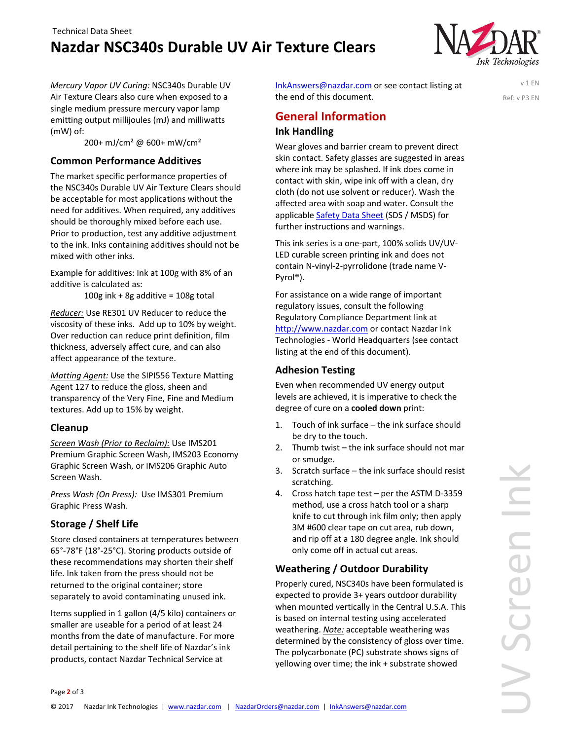*Mercury Vapor UV Curing:* NSC340s Durable UV Air Texture Clears also cure when exposed to a single medium pressure mercury vapor lamp emitting output millijoules (mJ) and milliwatts (mW) of:

200+ mJ/cm² @ 600+ mW/cm²

### Common Performance Additives

The market specific performance properties of the NSC340s Durable UV Air Texture Clears should be acceptable for most applications without the need for additives. When required, any additives should be thoroughly mixed before each use. Prior to production, test any additive adjustment to the ink. Inks containing additives should not be mixed with other inks.

Example for additives: Ink at 100g with 8% of an additive is calculated as:

100g ink + 8g additive = 108g total

*Reducer:* Use RE301 UV Reducer to reduce the viscosity of these inks. Add up to 10% by weight. Over reduction can reduce print definition, film thickness, adversely affect cure, and can also affect appearance of the texture.

*Matting Agent:* Use the SIPI556 Texture Matting Agent 127 to reduce the gloss, sheen and transparency of the Very Fine, Fine and Medium textures. Add up to 15% by weight.

### Cleanup

*Screen Wash (Prior to Reclaim):* Use IMS201 Premium Graphic Screen Wash, IMS203 Economy Graphic Screen Wash, or IMS206 Graphic Auto Screen Wash.

*Press Wash (On Press):* Use IMS301 Premium Graphic Press Wash.

### Storage / Shelf Life

Store closed containers at temperatures between 65°-78°F (18°-25°C). Storing products outside of these recommendations may shorten their shelf life. Ink taken from the press should not be returned to the original container; store separately to avoid contaminating unused ink.

Items supplied in 1 gallon (4/5 kilo) containers or smaller are useable for a period of at least 24 months from the date of manufacture. For more detail pertaining to the shelf life of Nazdar's ink products, contact Nazdar Technical Service at InkAnswers@nazdar.com or see contact listing at the end of this document.

## General Information

### Ink Handling

Wear gloves and barrier cream to prevent direct skin contact. Safety glasses are suggested in areas where ink may be splashed. If ink does come in contact with skin, wipe ink off with a clean, dry cloth (do not use solvent or reducer). Wash the affected area with soap and water. Consult the applicable Safety Data Sheet (SDS / MSDS) for further instructions and warnings.

This ink series is a one-part, 100% solids UV/UV-LED curable screen printing ink and does not contain N-vinyl-2-pyrrolidone (trade name V-Pyrol®).

For assistance on a wide range of important regulatory issues, consult the following Regulatory Compliance Department link at http://www.nazdar.com or contact Nazdar Ink Technologies - World Headquarters (see contact listing at the end of this document).

### Adhesion Testing

Even when recommended UV energy output levels are achieved, it is imperative to check the degree of cure on a **cooled down** print:

1. Touch of ink surface – the ink surface should be dry to the touch.
2. Thumb twist – the ink surface should not mar or smudge.
3. Scratch surface – the ink surface should resist scratching.
4. Cross hatch tape test – per the ASTM D-3359 method, use a cross hatch tool or a sharp knife to cut through ink film only; then apply 3M #600 clear tape on cut area, rub down, and rip off at a 180 degree angle. Ink should only come off in actual cut areas.

### Weathering / Outdoor Durability

Properly cured, NSC340s have been formulated is expected to provide 3+ years outdoor durability when mounted vertically in the Central U.S.A. This is based on internal testing using accelerated weathering. *Note:* acceptable weathering was determined by the consistency of gloss over time. The polycarbonate (PC) substrate shows signs of yellowing over time; the ink + substrate showed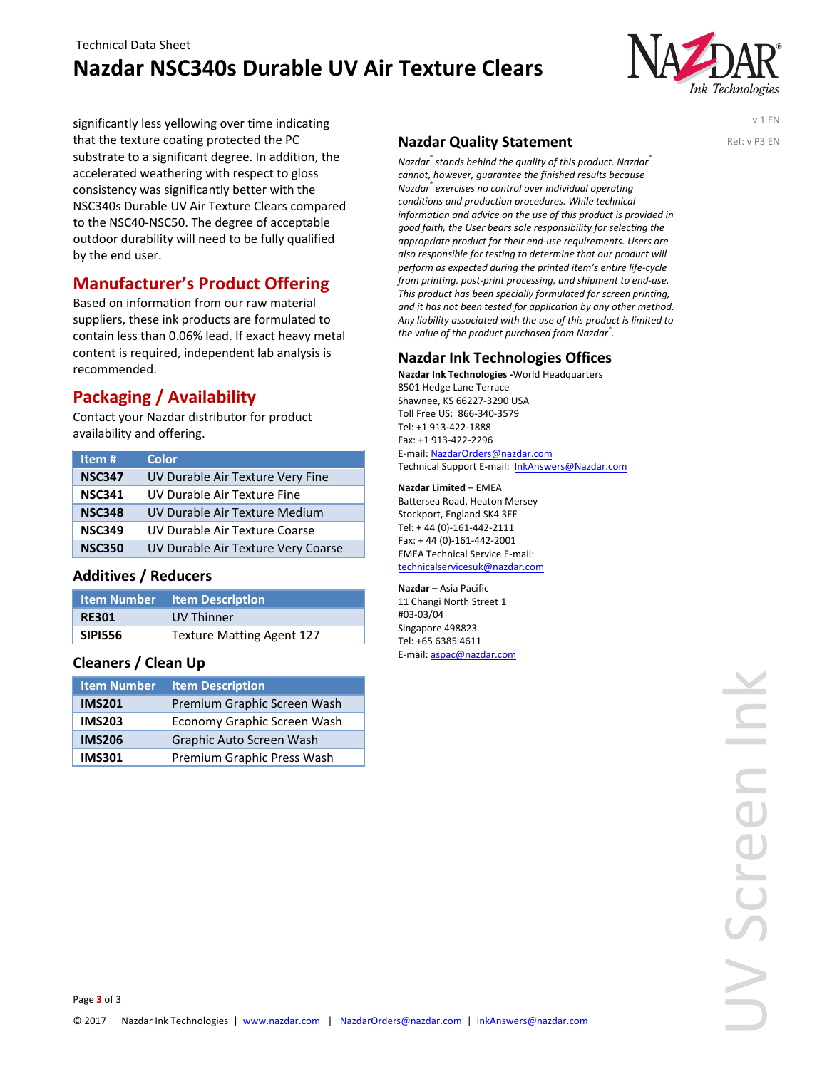significantly less yellowing over time indicating that the texture coating protected the PC substrate to a significant degree. In addition, the accelerated weathering with respect to gloss consistency was significantly better with the NSC340s Durable UV Air Texture Clears compared to the NSC40-NSC50. The degree of acceptable outdoor durability will need to be fully qualified by the end user.

## Manufacturer's Product Offering

Based on information from our raw material suppliers, these ink products are formulated to contain less than 0.06% lead. If exact heavy metal content is required, independent lab analysis is recommended.

## Packaging / Availability

Contact your Nazdar distributor for product availability and offering.

| Item # | Color |
|---|---|
| **NSC347** | UV Durable Air Texture Very Fine |
| **NSC341** | UV Durable Air Texture Fine |
| **NSC348** | UV Durable Air Texture Medium |
| **NSC349** | UV Durable Air Texture Coarse |
| **NSC350** | UV Durable Air Texture Very Coarse |

### Additives / Reducers

| Item Number | Item Description |
|---|---|
| **RE301** | UV Thinner |
| **SIPI556** | Texture Matting Agent 127 |

### Cleaners / Clean Up

| Item Number | Item Description |
|---|---|
| **IMS201** | Premium Graphic Screen Wash |
| **IMS203** | Economy Graphic Screen Wash |
| **IMS206** | Graphic Auto Screen Wash |
| **IMS301** | Premium Graphic Press Wash |

## Nazdar Quality Statement

*Nazdar® stands behind the quality of this product. Nazdar® cannot, however, guarantee the finished results because Nazdar® exercises no control over individual operating conditions and production procedures. While technical information and advice on the use of this product is provided in good faith, the User bears sole responsibility for selecting the appropriate product for their end-use requirements. Users are also responsible for testing to determine that our product will perform as expected during the printed item's entire life-cycle from printing, post-print processing, and shipment to end-use. This product has been specially formulated for screen printing, and it has not been tested for application by any other method. Any liability associated with the use of this product is limited to the value of the product purchased from Nazdar®.*

## Nazdar Ink Technologies Offices

**Nazdar Ink Technologies -**World Headquarters
8501 Hedge Lane Terrace
Shawnee, KS 66227-3290 USA
Toll Free US: 866-340-3579
Tel: +1 913-422-1888
Fax: +1 913-422-2296
E-mail: NazdarOrders@nazdar.com
Technical Support E-mail: InkAnswers@Nazdar.com

**Nazdar Limited** – EMEA
Battersea Road, Heaton Mersey
Stockport, England SK4 3EE
Tel: + 44 (0)-161-442-2111
Fax: + 44 (0)-161-442-2001
EMEA Technical Service E-mail:
technicalservicesuk@nazdar.com

**Nazdar** – Asia Pacific
11 Changi North Street 1
#03-03/04
Singapore 498823
Tel: +65 6385 4611
E-mail: aspac@nazdar.com